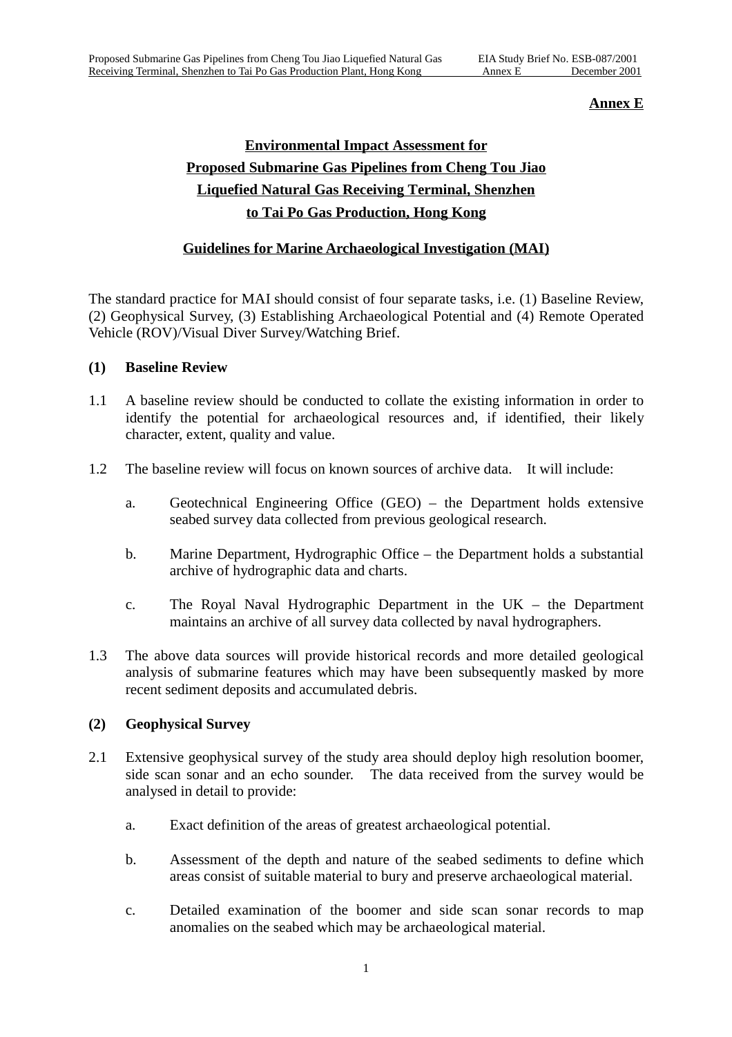**Annex E**

# Environmental Impact Assessment for Proposed Submarine Gas Pipelines from Cheng Tou Jiao Liquefied Natural Gas Receiving Terminal, Shenzhen to Tai Po Gas Production, Hong Kong

## Guidelines for Marine Archaeological Investigation (MAI)

The standard practice for MAI should consist of four separate tasks, i.e. (1) Baseline Review, (2) Geophysical Survey, (3) Establishing Archaeological Potential and (4) Remote Operated Vehicle (ROV)/Visual Diver Survey/Watching Brief.

### (1) Baseline Review

1.1 A baseline review should be conducted to collate the existing information in order to identify the potential for archaeological resources and, if identified, their likely character, extent, quality and value.

1.2 The baseline review will focus on known sources of archive data. It will include:

a. Geotechnical Engineering Office (GEO) – the Department holds extensive seabed survey data collected from previous geological research.

b. Marine Department, Hydrographic Office – the Department holds a substantial archive of hydrographic data and charts.

c. The Royal Naval Hydrographic Department in the UK – the Department maintains an archive of all survey data collected by naval hydrographers.

1.3 The above data sources will provide historical records and more detailed geological analysis of submarine features which may have been subsequently masked by more recent sediment deposits and accumulated debris.

### (2) Geophysical Survey

2.1 Extensive geophysical survey of the study area should deploy high resolution boomer, side scan sonar and an echo sounder. The data received from the survey would be analysed in detail to provide:

a. Exact definition of the areas of greatest archaeological potential.

b. Assessment of the depth and nature of the seabed sediments to define which areas consist of suitable material to bury and preserve archaeological material.

c. Detailed examination of the boomer and side scan sonar records to map anomalies on the seabed which may be archaeological material.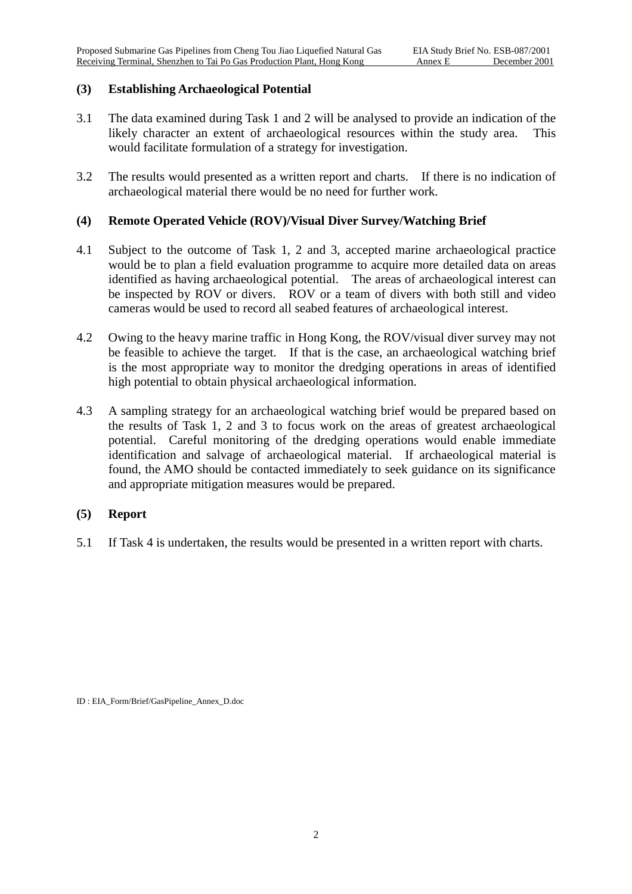## (3) Establishing Archaeological Potential

3.1 The data examined during Task 1 and 2 will be analysed to provide an indication of the likely character an extent of archaeological resources within the study area. This would facilitate formulation of a strategy for investigation.

3.2 The results would presented as a written report and charts. If there is no indication of archaeological material there would be no need for further work.

## (4) Remote Operated Vehicle (ROV)/Visual Diver Survey/Watching Brief

4.1 Subject to the outcome of Task 1, 2 and 3, accepted marine archaeological practice would be to plan a field evaluation programme to acquire more detailed data on areas identified as having archaeological potential. The areas of archaeological interest can be inspected by ROV or divers. ROV or a team of divers with both still and video cameras would be used to record all seabed features of archaeological interest.

4.2 Owing to the heavy marine traffic in Hong Kong, the ROV/visual diver survey may not be feasible to achieve the target. If that is the case, an archaeological watching brief is the most appropriate way to monitor the dredging operations in areas of identified high potential to obtain physical archaeological information.

4.3 A sampling strategy for an archaeological watching brief would be prepared based on the results of Task 1, 2 and 3 to focus work on the areas of greatest archaeological potential. Careful monitoring of the dredging operations would enable immediate identification and salvage of archaeological material. If archaeological material is found, the AMO should be contacted immediately to seek guidance on its significance and appropriate mitigation measures would be prepared.

## (5) Report

5.1 If Task 4 is undertaken, the results would be presented in a written report with charts.